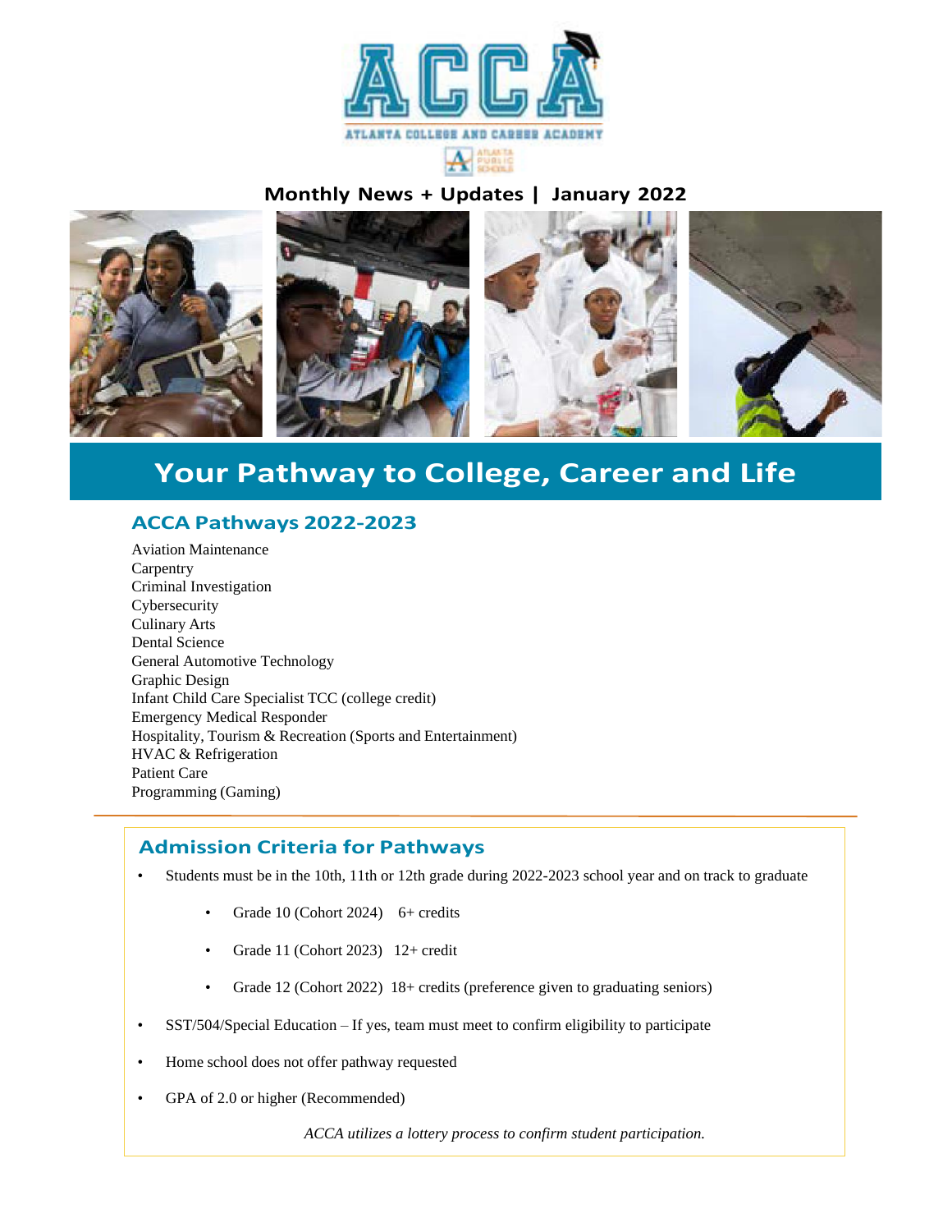# ACCA

ATLANTA COLLEGE AND CAREER ACADEMY

**Monthly News + Updates | January 2022**

## Your Pathway to College, Career and Life

### ACCA Pathways 2022-2023

Aviation Maintenance
Carpentry
Criminal Investigation
Cybersecurity
Culinary Arts
Dental Science
General Automotive Technology
Graphic Design
Infant Child Care Specialist TCC (college credit)
Emergency Medical Responder
Hospitality, Tourism & Recreation (Sports and Entertainment)
HVAC & Refrigeration
Patient Care
Programming (Gaming)

---

### Admission Criteria for Pathways

- Students must be in the 10th, 11th or 12th grade during 2022-2023 school year and on track to graduate
  - Grade 10 (Cohort 2024) 6+ credits
  - Grade 11 (Cohort 2023) 12+ credit
  - Grade 12 (Cohort 2022) 18+ credits (preference given to graduating seniors)
- SST/504/Special Education – If yes, team must meet to confirm eligibility to participate
- Home school does not offer pathway requested
- GPA of 2.0 or higher (Recommended)

*ACCA utilizes a lottery process to confirm student participation.*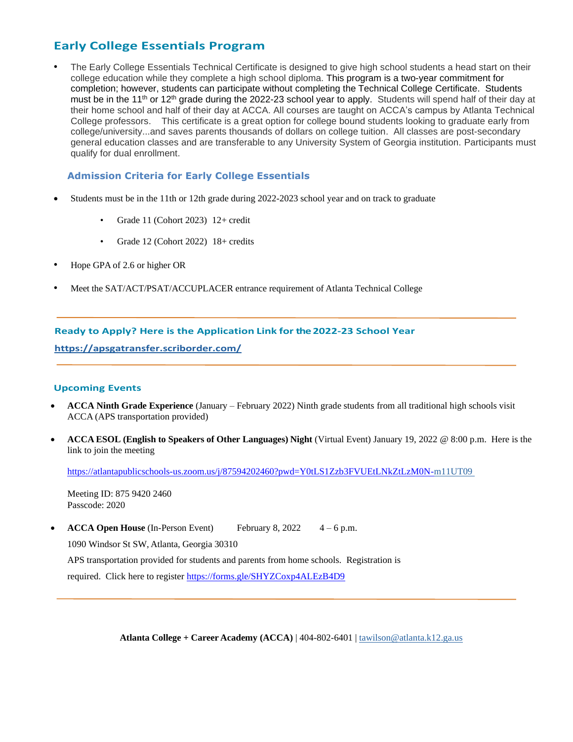## Early College Essentials Program

- The Early College Essentials Technical Certificate is designed to give high school students a head start on their college education while they complete a high school diploma. This program is a two-year commitment for completion; however, students can participate without completing the Technical College Certificate. Students must be in the 11th or 12th grade during the 2022-23 school year to apply. Students will spend half of their day at their home school and half of their day at ACCA. All courses are taught on ACCA's campus by Atlanta Technical College professors. This certificate is a great option for college bound students looking to graduate early from college/university...and saves parents thousands of dollars on college tuition. All classes are post-secondary general education classes and are transferable to any University System of Georgia institution. Participants must qualify for dual enrollment.

### Admission Criteria for Early College Essentials

- Students must be in the 11th or 12th grade during 2022-2023 school year and on track to graduate
  - Grade 11 (Cohort 2023) 12+ credit
  - Grade 12 (Cohort 2022) 18+ credits
- Hope GPA of 2.6 or higher OR
- Meet the SAT/ACT/PSAT/ACCUPLACER entrance requirement of Atlanta Technical College

---

**Ready to Apply? Here is the Application Link for the 2022-23 School Year**

**https://apsgatransfer.scriborder.com/**

---

### Upcoming Events

- **ACCA Ninth Grade Experience** (January – February 2022) Ninth grade students from all traditional high schools visit ACCA (APS transportation provided)
- **ACCA ESOL (English to Speakers of Other Languages) Night** (Virtual Event) January 19, 2022 @ 8:00 p.m. Here is the link to join the meeting

  https://atlantapublicschools-us.zoom.us/j/87594202460?pwd=Y0tLS1Zzb3FVUEtLNkZtLzM0N-m11UT09

  Meeting ID: 875 9420 2460
  Passcode: 2020

- **ACCA Open House** (In-Person Event) February 8, 2022 4 – 6 p.m.

  1090 Windsor St SW, Atlanta, Georgia 30310

  APS transportation provided for students and parents from home schools. Registration is required. Click here to register https://forms.gle/SHYZCoxp4ALEzB4D9

---

**Atlanta College + Career Academy (ACCA)** | 404-802-6401 | tawilson@atlanta.k12.ga.us